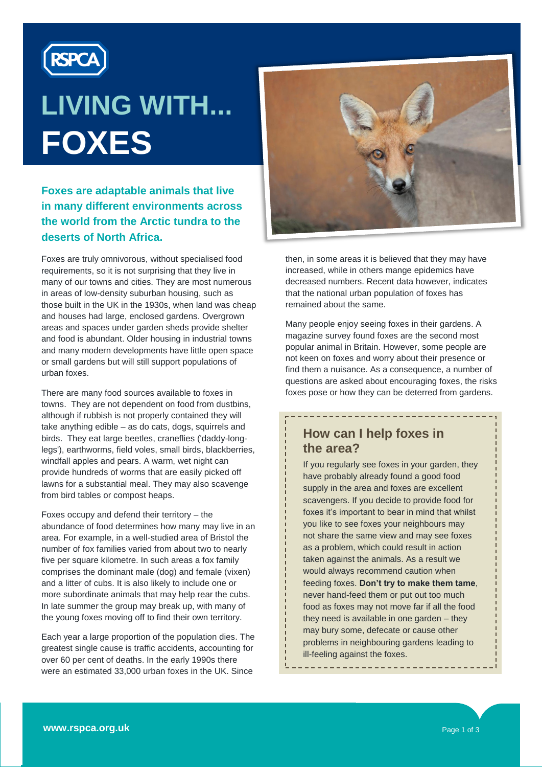# LIVING WITH... FOXES

**Foxes are adaptable animals that live in many different environments across the world from the Arctic tundra to the deserts of North Africa.**

Foxes are truly omnivorous, without specialised food requirements, so it is not surprising that they live in many of our towns and cities. They are most numerous in areas of low-density suburban housing, such as those built in the UK in the 1930s, when land was cheap and houses had large, enclosed gardens. Overgrown areas and spaces under garden sheds provide shelter and food is abundant. Older housing in industrial towns and many modern developments have little open space or small gardens but will still support populations of urban foxes.

There are many food sources available to foxes in towns. They are not dependent on food from dustbins, although if rubbish is not properly contained they will take anything edible – as do cats, dogs, squirrels and birds. They eat large beetles, craneflies ('daddy-long-legs'), earthworms, field voles, small birds, blackberries, windfall apples and pears. A warm, wet night can provide hundreds of worms that are easily picked off lawns for a substantial meal. They may also scavenge from bird tables or compost heaps.

Foxes occupy and defend their territory – the abundance of food determines how many may live in an area. For example, in a well-studied area of Bristol the number of fox families varied from about two to nearly five per square kilometre. In such areas a fox family comprises the dominant male (dog) and female (vixen) and a litter of cubs. It is also likely to include one or more subordinate animals that may help rear the cubs. In late summer the group may break up, with many of the young foxes moving off to find their own territory.

Each year a large proportion of the population dies. The greatest single cause is traffic accidents, accounting for over 60 per cent of deaths. In the early 1990s there were an estimated 33,000 urban foxes in the UK. Since then, in some areas it is believed that they may have increased, while in others mange epidemics have decreased numbers. Recent data however, indicates that the national urban population of foxes has remained about the same.

Many people enjoy seeing foxes in their gardens. A magazine survey found foxes are the second most popular animal in Britain. However, some people are not keen on foxes and worry about their presence or find them a nuisance. As a consequence, a number of questions are asked about encouraging foxes, the risks foxes pose or how they can be deterred from gardens.

## How can I help foxes in the area?

If you regularly see foxes in your garden, they have probably already found a good food supply in the area and foxes are excellent scavengers. If you decide to provide food for foxes it's important to bear in mind that whilst you like to see foxes your neighbours may not share the same view and may see foxes as a problem, which could result in action taken against the animals. As a result we would always recommend caution when feeding foxes. **Don't try to make them tame**, never hand-feed them or put out too much food as foxes may not move far if all the food they need is available in one garden – they may bury some, defecate or cause other problems in neighbouring gardens leading to ill-feeling against the foxes.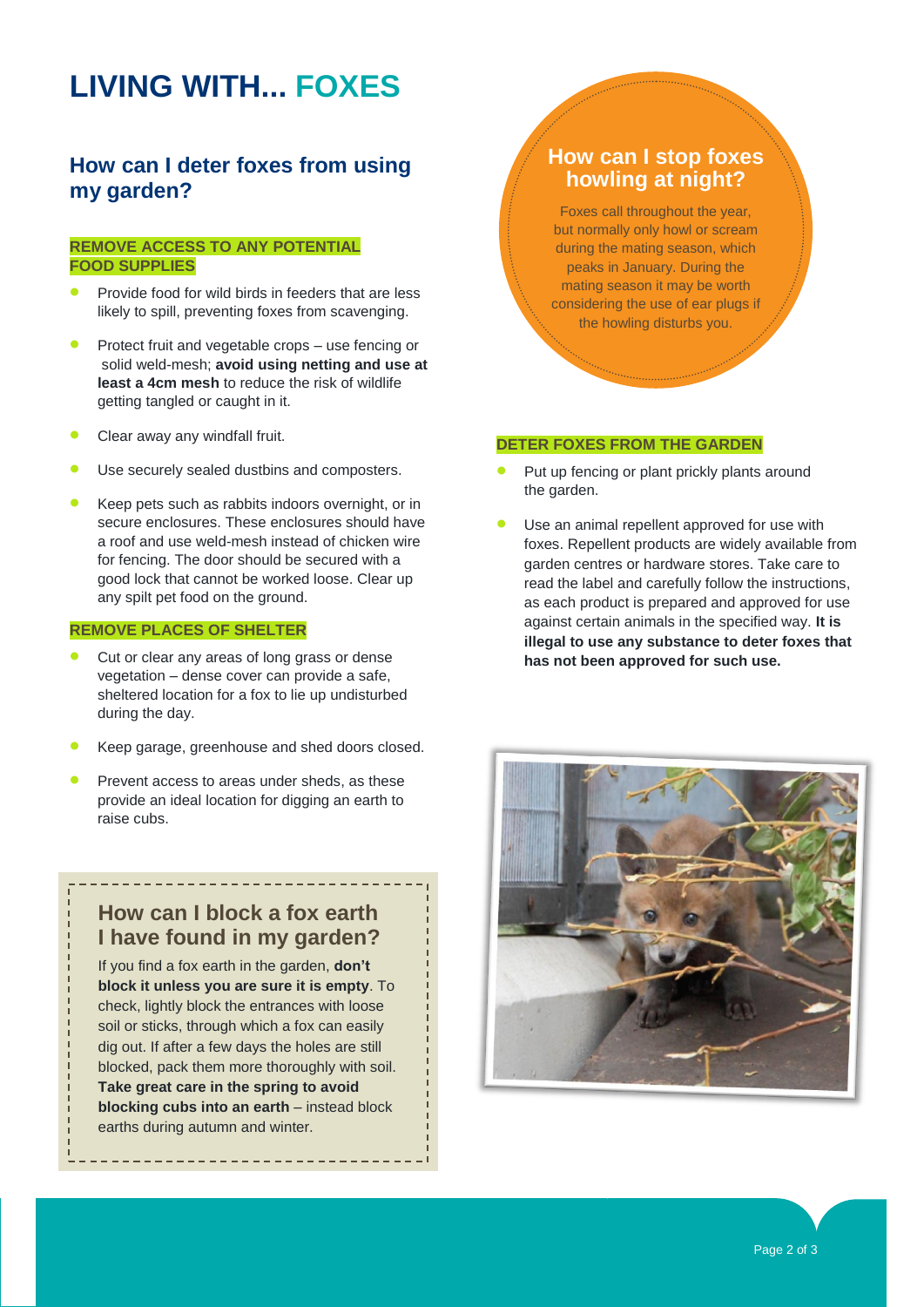# LIVING WITH... FOXES

## How can I deter foxes from using my garden?

### REMOVE ACCESS TO ANY POTENTIAL FOOD SUPPLIES

- Provide food for wild birds in feeders that are less likely to spill, preventing foxes from scavenging.
- Protect fruit and vegetable crops – use fencing or solid weld-mesh; **avoid using netting and use at least a 4cm mesh** to reduce the risk of wildlife getting tangled or caught in it.
- Clear away any windfall fruit.
- Use securely sealed dustbins and composters.
- Keep pets such as rabbits indoors overnight, or in secure enclosures. These enclosures should have a roof and use weld-mesh instead of chicken wire for fencing. The door should be secured with a good lock that cannot be worked loose. Clear up any spilt pet food on the ground.

### REMOVE PLACES OF SHELTER

- Cut or clear any areas of long grass or dense vegetation – dense cover can provide a safe, sheltered location for a fox to lie up undisturbed during the day.
- Keep garage, greenhouse and shed doors closed.
- Prevent access to areas under sheds, as these provide an ideal location for digging an earth to raise cubs.

## How can I block a fox earth I have found in my garden?

If you find a fox earth in the garden, **don't block it unless you are sure it is empty**. To check, lightly block the entrances with loose soil or sticks, through which a fox can easily dig out. If after a few days the holes are still blocked, pack them more thoroughly with soil. **Take great care in the spring to avoid blocking cubs into an earth** – instead block earths during autumn and winter.

## How can I stop foxes howling at night?

Foxes call throughout the year, but normally only howl or scream during the mating season, which peaks in January. During the mating season it may be worth considering the use of ear plugs if the howling disturbs you.

### DETER FOXES FROM THE GARDEN

- Put up fencing or plant prickly plants around the garden.
- Use an animal repellent approved for use with foxes. Repellent products are widely available from garden centres or hardware stores. Take care to read the label and carefully follow the instructions, as each product is prepared and approved for use against certain animals in the specified way. **It is illegal to use any substance to deter foxes that has not been approved for such use.**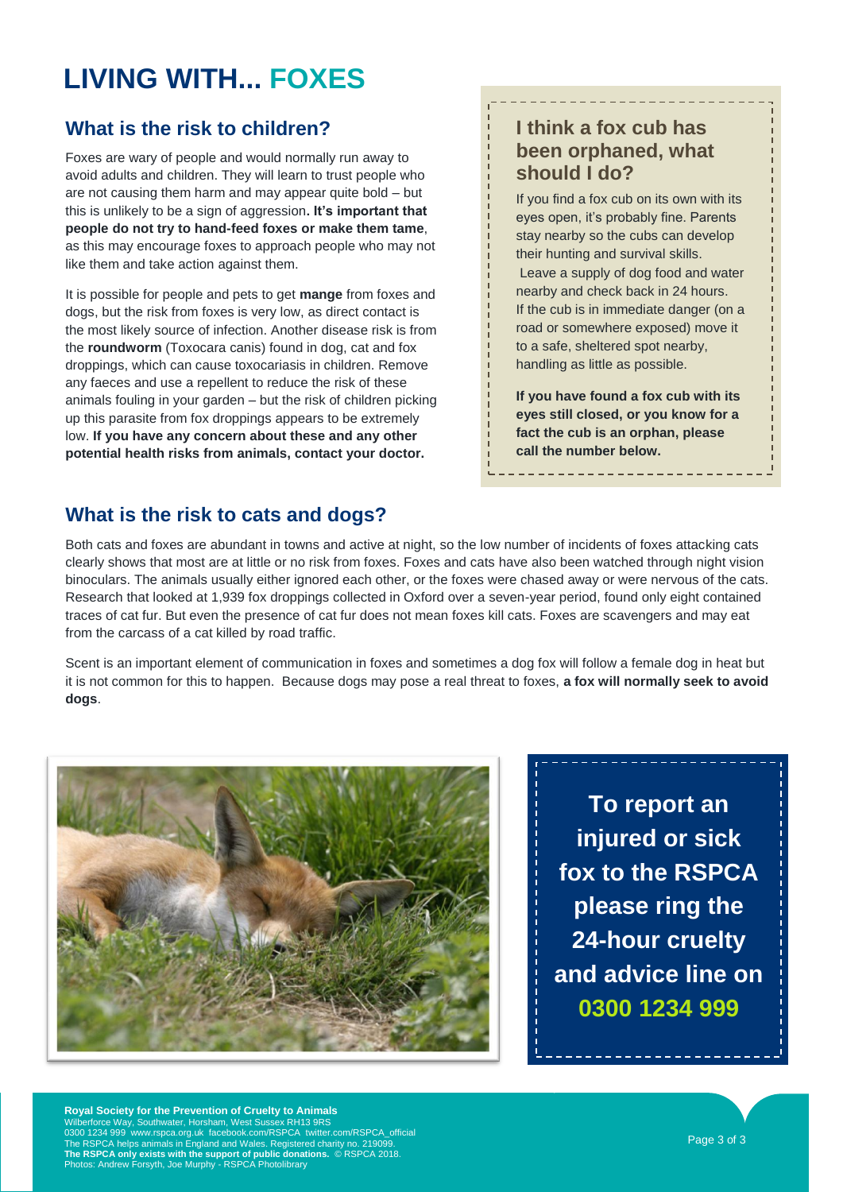# LIVING WITH... FOXES

## What is the risk to children?

Foxes are wary of people and would normally run away to avoid adults and children. They will learn to trust people who are not causing them harm and may appear quite bold – but this is unlikely to be a sign of aggression. **It's important that people do not try to hand-feed foxes or make them tame**, as this may encourage foxes to approach people who may not like them and take action against them.

It is possible for people and pets to get **mange** from foxes and dogs, but the risk from foxes is very low, as direct contact is the most likely source of infection. Another disease risk is from the **roundworm** (Toxocara canis) found in dog, cat and fox droppings, which can cause toxocariasis in children. Remove any faeces and use a repellent to reduce the risk of these animals fouling in your garden – but the risk of children picking up this parasite from fox droppings appears to be extremely low. **If you have any concern about these and any other potential health risks from animals, contact your doctor.**

## I think a fox cub has been orphaned, what should I do?

If you find a fox cub on its own with its eyes open, it's probably fine. Parents stay nearby so the cubs can develop their hunting and survival skills.

Leave a supply of dog food and water nearby and check back in 24 hours.

If the cub is in immediate danger (on a road or somewhere exposed) move it to a safe, sheltered spot nearby, handling as little as possible.

**If you have found a fox cub with its eyes still closed, or you know for a fact the cub is an orphan, please call the number below.**

## What is the risk to cats and dogs?

Both cats and foxes are abundant in towns and active at night, so the low number of incidents of foxes attacking cats clearly shows that most are at little or no risk from foxes. Foxes and cats have also been watched through night vision binoculars. The animals usually either ignored each other, or the foxes were chased away or were nervous of the cats. Research that looked at 1,939 fox droppings collected in Oxford over a seven-year period, found only eight contained traces of cat fur. But even the presence of cat fur does not mean foxes kill cats. Foxes are scavengers and may eat from the carcass of a cat killed by road traffic.

Scent is an important element of communication in foxes and sometimes a dog fox will follow a female dog in heat but it is not common for this to happen. Because dogs may pose a real threat to foxes, **a fox will normally seek to avoid dogs**.

**To report an injured or sick fox to the RSPCA please ring the 24-hour cruelty and advice line on 0300 1234 999**

**Royal Society for the Prevention of Cruelty to Animals**
Wilberforce Way, Southwater, Horsham, West Sussex RH13 9RS
0300 1234 999 www.rspca.org.uk facebook.com/RSPCA twitter.com/RSPCA_official
The RSPCA helps animals in England and Wales. Registered charity no. 219099.
**The RSPCA only exists with the support of public donations.** © RSPCA 2018.
Photos: Andrew Forsyth, Joe Murphy - RSPCA Photolibrary